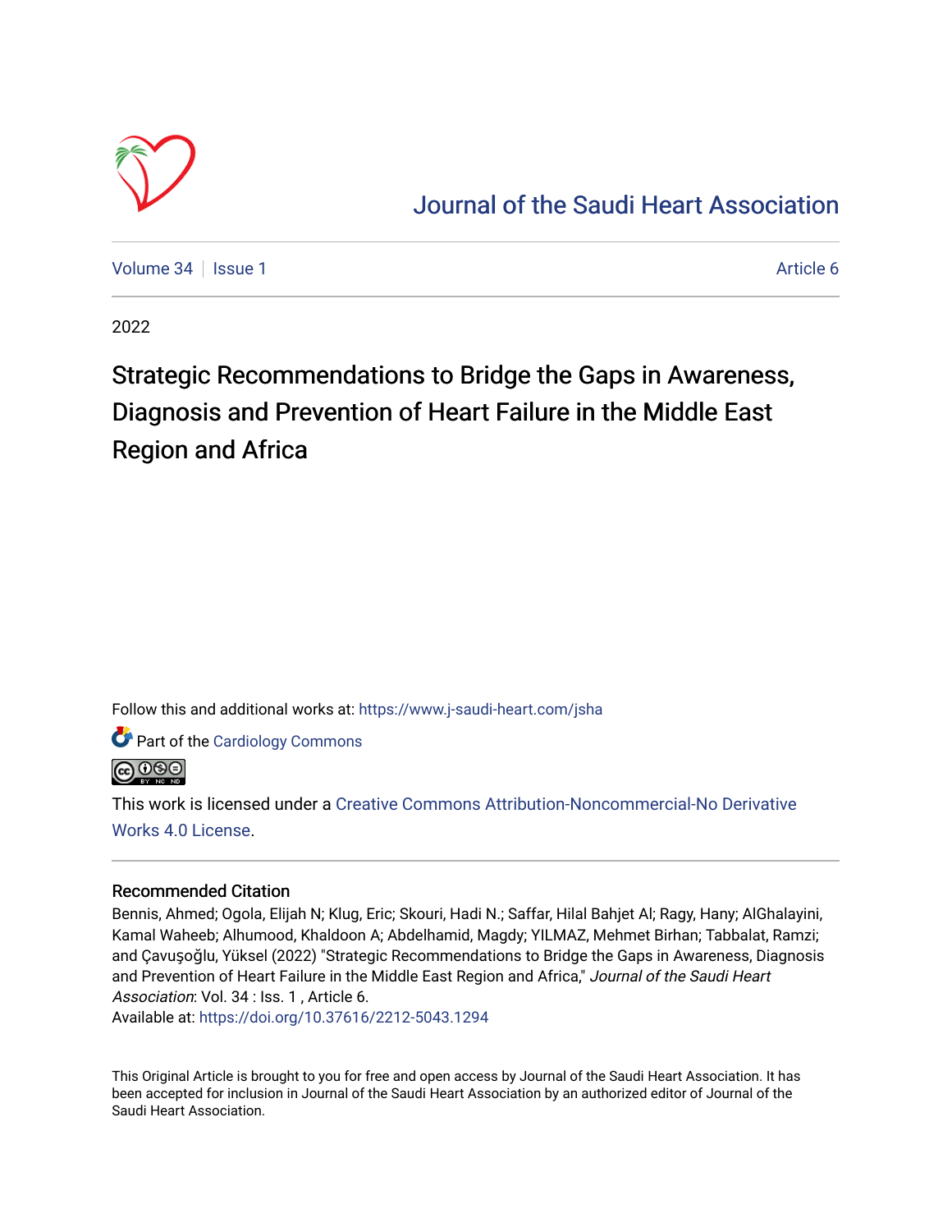# Journal of the Saudi Heart Association

Volume 34 | Issue 1 — Article 6

2022

# Strategic Recommendations to Bridge the Gaps in Awareness, Diagnosis and Prevention of Heart Failure in the Middle East Region and Africa

Follow this and additional works at: https://www.j-saudi-heart.com/jsha

Part of the Cardiology Commons

This work is licensed under a Creative Commons Attribution-Noncommercial-No Derivative Works 4.0 License.

## Recommended Citation

Bennis, Ahmed; Ogola, Elijah N; Klug, Eric; Skouri, Hadi N.; Saffar, Hilal Bahjet Al; Ragy, Hany; AlGhalayini, Kamal Waheeb; Alhumood, Khaldoon A; Abdelhamid, Magdy; YILMAZ, Mehmet Birhan; Tabbalat, Ramzi; and Çavuşoğlu, Yüksel (2022) "Strategic Recommendations to Bridge the Gaps in Awareness, Diagnosis and Prevention of Heart Failure in the Middle East Region and Africa," *Journal of the Saudi Heart Association*: Vol. 34 : Iss. 1 , Article 6.
Available at: https://doi.org/10.37616/2212-5043.1294

This Original Article is brought to you for free and open access by Journal of the Saudi Heart Association. It has been accepted for inclusion in Journal of the Saudi Heart Association by an authorized editor of Journal of the Saudi Heart Association.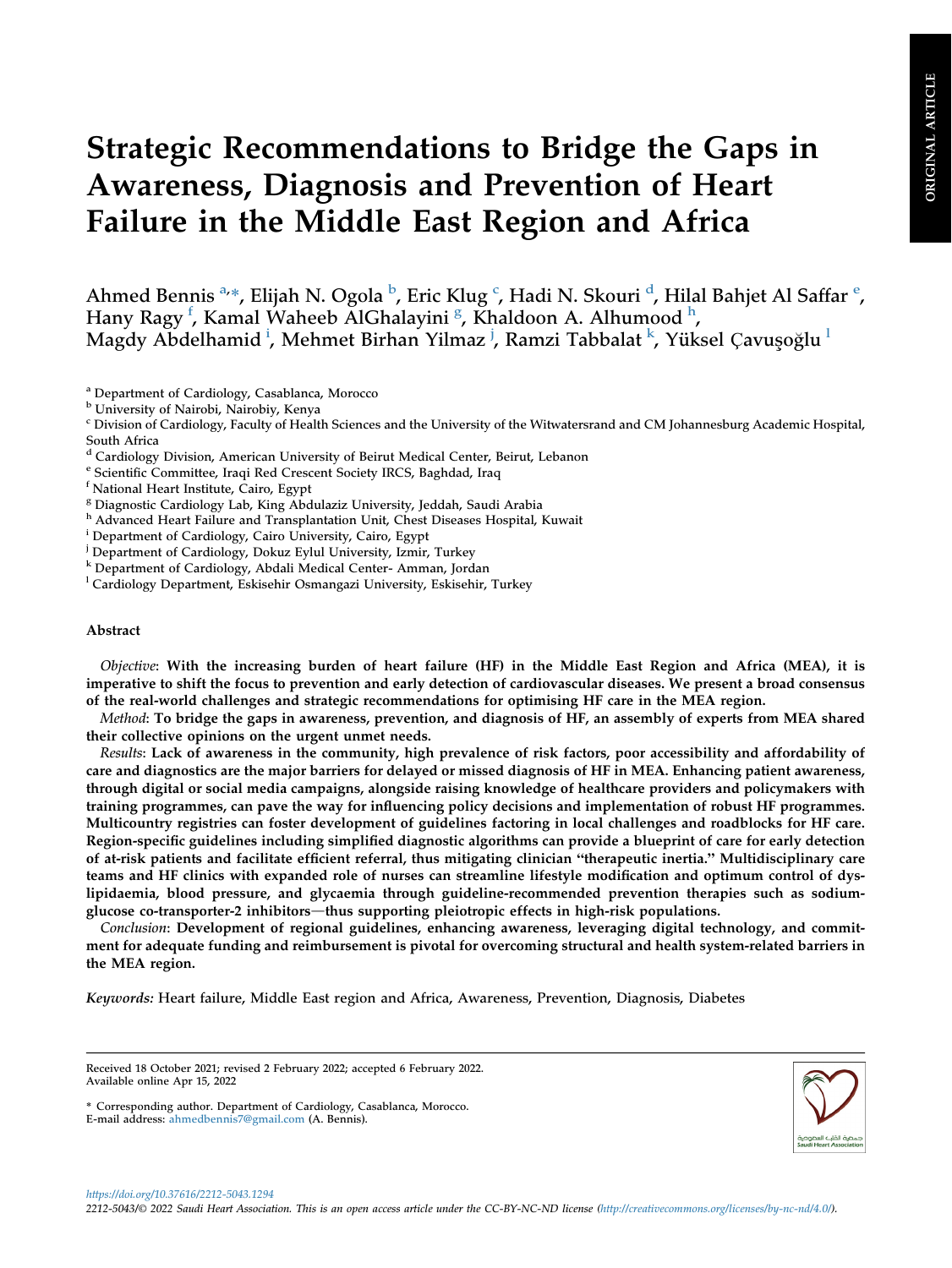# Strategic Recommendations to Bridge the Gaps in Awareness, Diagnosis and Prevention of Heart Failure in the Middle East Region and Africa

Ahmed Bennis [a,*], Elijah N. Ogola [b], Eric Klug [c], Hadi N. Skouri [d], Hilal Bahjet Al Saffar [e], Hany Ragy [f], Kamal Waheeb AlGhalayini [g], Khaldoon A. Alhumood [h], Magdy Abdelhamid [i], Mehmet Birhan Yilmaz [j], Ramzi Tabbalat [k], Yüksel Çavuşoğlu [l]

[a] Department of Cardiology, Casablanca, Morocco
[b] University of Nairobi, Nairobiy, Kenya
[c] Division of Cardiology, Faculty of Health Sciences and the University of the Witwatersrand and CM Johannesburg Academic Hospital, South Africa
[d] Cardiology Division, American University of Beirut Medical Center, Beirut, Lebanon
[e] Scientific Committee, Iraqi Red Crescent Society IRCS, Baghdad, Iraq
[f] National Heart Institute, Cairo, Egypt
[g] Diagnostic Cardiology Lab, King Abdulaziz University, Jeddah, Saudi Arabia
[h] Advanced Heart Failure and Transplantation Unit, Chest Diseases Hospital, Kuwait
[i] Department of Cardiology, Cairo University, Cairo, Egypt
[j] Department of Cardiology, Dokuz Eylul University, Izmir, Turkey
[k] Department of Cardiology, Abdali Medical Center- Amman, Jordan
[l] Cardiology Department, Eskisehir Osmangazi University, Eskisehir, Turkey

## Abstract

*Objective*: **With the increasing burden of heart failure (HF) in the Middle East Region and Africa (MEA), it is imperative to shift the focus to prevention and early detection of cardiovascular diseases. We present a broad consensus of the real-world challenges and strategic recommendations for optimising HF care in the MEA region.**

*Method*: **To bridge the gaps in awareness, prevention, and diagnosis of HF, an assembly of experts from MEA shared their collective opinions on the urgent unmet needs.**

*Results*: **Lack of awareness in the community, high prevalence of risk factors, poor accessibility and affordability of care and diagnostics are the major barriers for delayed or missed diagnosis of HF in MEA. Enhancing patient awareness, through digital or social media campaigns, alongside raising knowledge of healthcare providers and policymakers with training programmes, can pave the way for influencing policy decisions and implementation of robust HF programmes. Multicountry registries can foster development of guidelines factoring in local challenges and roadblocks for HF care. Region-specific guidelines including simplified diagnostic algorithms can provide a blueprint of care for early detection of at-risk patients and facilitate efficient referral, thus mitigating clinician "therapeutic inertia." Multidisciplinary care teams and HF clinics with expanded role of nurses can streamline lifestyle modification and optimum control of dyslipidaemia, blood pressure, and glycaemia through guideline-recommended prevention therapies such as sodium-glucose co-transporter-2 inhibitors—thus supporting pleiotropic effects in high-risk populations.**

*Conclusion*: **Development of regional guidelines, enhancing awareness, leveraging digital technology, and commitment for adequate funding and reimbursement is pivotal for overcoming structural and health system-related barriers in the MEA region.**

*Keywords:* Heart failure, Middle East region and Africa, Awareness, Prevention, Diagnosis, Diabetes

Received 18 October 2021; revised 2 February 2022; accepted 6 February 2022.
Available online Apr 15, 2022

\* Corresponding author. Department of Cardiology, Casablanca, Morocco.
E-mail address: ahmedbennis7@gmail.com (A. Bennis).

https://doi.org/10.37616/2212-5043.1294
2212-5043/© 2022 Saudi Heart Association. This is an open access article under the CC-BY-NC-ND license (http://creativecommons.org/licenses/by-nc-nd/4.0/).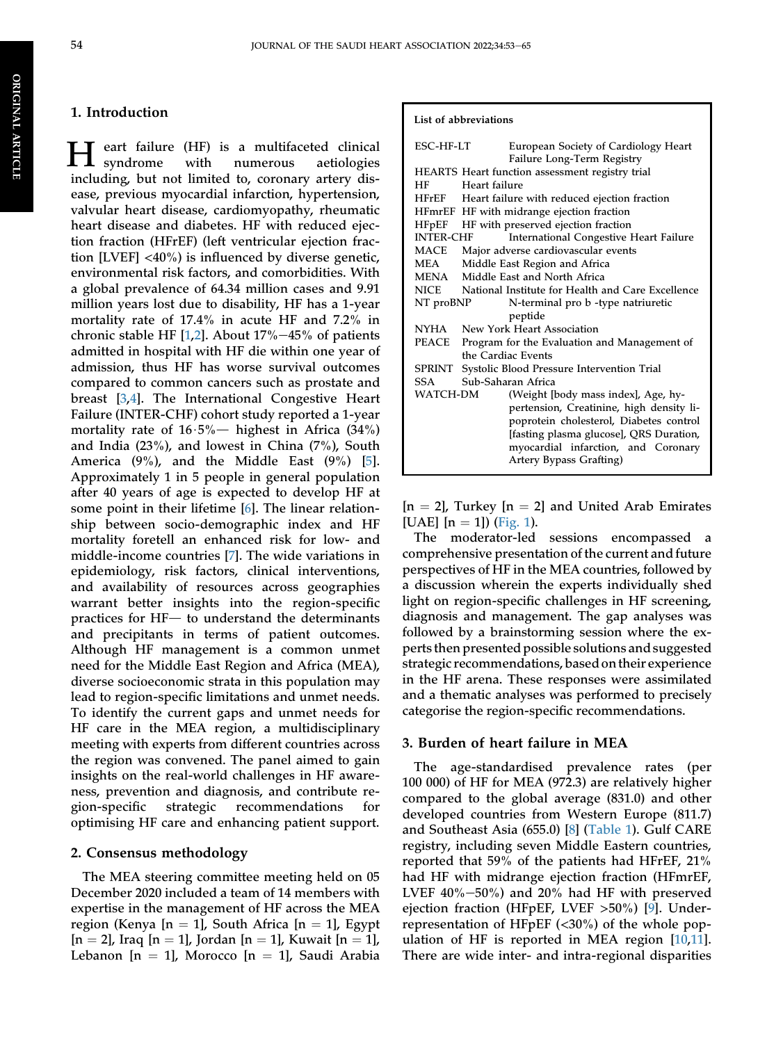## 1. Introduction

Heart failure (HF) is a multifaceted clinical syndrome with numerous aetiologies including, but not limited to, coronary artery disease, previous myocardial infarction, hypertension, valvular heart disease, cardiomyopathy, rheumatic heart disease and diabetes. HF with reduced ejection fraction (HFrEF) (left ventricular ejection fraction [LVEF] <40%) is influenced by diverse genetic, environmental risk factors, and comorbidities. With a global prevalence of 64.34 million cases and 9.91 million years lost due to disability, HF has a 1-year mortality rate of 17.4% in acute HF and 7.2% in chronic stable HF [1,2]. About 17%–45% of patients admitted in hospital with HF die within one year of admission, thus HF has worse survival outcomes compared to common cancers such as prostate and breast [3,4]. The International Congestive Heart Failure (INTER-CHF) cohort study reported a 1-year mortality rate of 16·5%— highest in Africa (34%) and India (23%), and lowest in China (7%), South America (9%), and the Middle East (9%) [5]. Approximately 1 in 5 people in general population after 40 years of age is expected to develop HF at some point in their lifetime [6]. The linear relationship between socio-demographic index and HF mortality foretell an enhanced risk for low- and middle-income countries [7]. The wide variations in epidemiology, risk factors, clinical interventions, and availability of resources across geographies warrant better insights into the region-specific practices for HF— to understand the determinants and precipitants in terms of patient outcomes. Although HF management is a common unmet need for the Middle East Region and Africa (MEA), diverse socioeconomic strata in this population may lead to region-specific limitations and unmet needs. To identify the current gaps and unmet needs for HF care in the MEA region, a multidisciplinary meeting with experts from different countries across the region was convened. The panel aimed to gain insights on the real-world challenges in HF awareness, prevention and diagnosis, and contribute region-specific strategic recommendations for optimising HF care and enhancing patient support.

## 2. Consensus methodology

The MEA steering committee meeting held on 05 December 2020 included a team of 14 members with expertise in the management of HF across the MEA region (Kenya [n = 1], South Africa [n = 1], Egypt [n = 2], Iraq [n = 1], Jordan [n = 1], Kuwait [n = 1], Lebanon [n = 1], Morocco [n = 1], Saudi Arabia [n = 2], Turkey [n = 2] and United Arab Emirates [UAE] [n = 1]) (Fig. 1).

The moderator-led sessions encompassed a comprehensive presentation of the current and future perspectives of HF in the MEA countries, followed by a discussion wherein the experts individually shed light on region-specific challenges in HF screening, diagnosis and management. The gap analyses was followed by a brainstorming session where the experts then presented possible solutions and suggested strategic recommendations, based on their experience in the HF arena. These responses were assimilated and a thematic analyses was performed to precisely categorise the region-specific recommendations.

**List of abbreviations**

| | |
|---|---|
| ESC-HF-LT | European Society of Cardiology Heart Failure Long-Term Registry |
| HEARTS | Heart function assessment registry trial |
| HF | Heart failure |
| HFrEF | Heart failure with reduced ejection fraction |
| HFmrEF | HF with midrange ejection fraction |
| HFpEF | HF with preserved ejection fraction |
| INTER-CHF | International Congestive Heart Failure |
| MACE | Major adverse cardiovascular events |
| MEA | Middle East Region and Africa |
| MENA | Middle East and North Africa |
| NICE | National Institute for Health and Care Excellence |
| NT proBNP | N-terminal pro b -type natriuretic peptide |
| NYHA | New York Heart Association |
| PEACE | Program for the Evaluation and Management of the Cardiac Events |
| SPRINT | Systolic Blood Pressure Intervention Trial |
| SSA | Sub-Saharan Africa |
| WATCH-DM | (Weight [body mass index], Age, hypertension, Creatinine, high density lipoprotein cholesterol, Diabetes control [fasting plasma glucose], QRS Duration, myocardial infarction, and Coronary Artery Bypass Grafting) |

## 3. Burden of heart failure in MEA

The age-standardised prevalence rates (per 100 000) of HF for MEA (972.3) are relatively higher compared to the global average (831.0) and other developed countries from Western Europe (811.7) and Southeast Asia (655.0) [8] (Table 1). Gulf CARE registry, including seven Middle Eastern countries, reported that 59% of the patients had HFrEF, 21% had HF with midrange ejection fraction (HFmrEF, LVEF 40%–50%) and 20% had HF with preserved ejection fraction (HFpEF, LVEF >50%) [9]. Underrepresentation of HFpEF (<30%) of the whole population of HF is reported in MEA region [10,11]. There are wide inter- and intra-regional disparities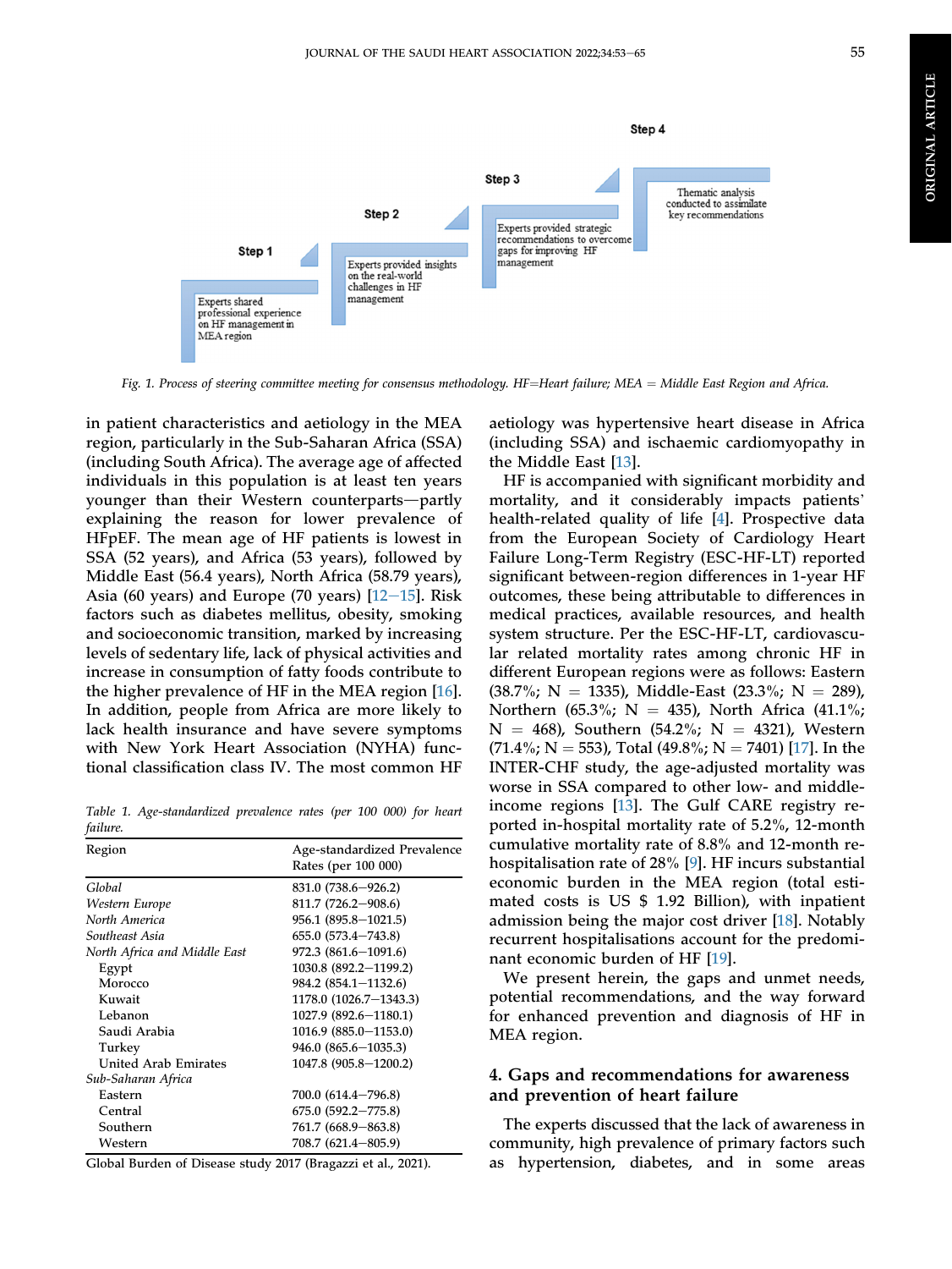Step 1

Experts shared professional experience on HF management in MEA region

Step 2

Experts provided insights on the real-world challenges in HF management

Step 3

Experts provided strategic recommendations to overcome gaps for improving HF management

Step 4

Thematic analysis conducted to assimilate key recommendations

*Fig. 1. Process of steering committee meeting for consensus methodology. HF=Heart failure; MEA = Middle East Region and Africa.*

in patient characteristics and aetiology in the MEA region, particularly in the Sub-Saharan Africa (SSA) (including South Africa). The average age of affected individuals in this population is at least ten years younger than their Western counterparts—partly explaining the reason for lower prevalence of HFpEF. The mean age of HF patients is lowest in SSA (52 years), and Africa (53 years), followed by Middle East (56.4 years), North Africa (58.79 years), Asia (60 years) and Europe (70 years) [12–15]. Risk factors such as diabetes mellitus, obesity, smoking and socioeconomic transition, marked by increasing levels of sedentary life, lack of physical activities and increase in consumption of fatty foods contribute to the higher prevalence of HF in the MEA region [16]. In addition, people from Africa are more likely to lack health insurance and have severe symptoms with New York Heart Association (NYHA) functional classification class IV. The most common HF aetiology was hypertensive heart disease in Africa (including SSA) and ischaemic cardiomyopathy in the Middle East [13].

*Table 1. Age-standardized prevalence rates (per 100 000) for heart failure.*

| Region | Age-standardized Prevalence Rates (per 100 000) |
|---|---|
| *Global* | 831.0 (738.6–926.2) |
| *Western Europe* | 811.7 (726.2–908.6) |
| *North America* | 956.1 (895.8–1021.5) |
| *Southeast Asia* | 655.0 (573.4–743.8) |
| *North Africa and Middle East* | 972.3 (861.6–1091.6) |
| Egypt | 1030.8 (892.2–1199.2) |
| Morocco | 984.2 (854.1–1132.6) |
| Kuwait | 1178.0 (1026.7–1343.3) |
| Lebanon | 1027.9 (892.6–1180.1) |
| Saudi Arabia | 1016.9 (885.0–1153.0) |
| Turkey | 946.0 (865.6–1035.3) |
| United Arab Emirates | 1047.8 (905.8–1200.2) |
| *Sub-Saharan Africa* | |
| Eastern | 700.0 (614.4–796.8) |
| Central | 675.0 (592.2–775.8) |
| Southern | 761.7 (668.9–863.8) |
| Western | 708.7 (621.4–805.9) |

Global Burden of Disease study 2017 (Bragazzi et al., 2021).

HF is accompanied with significant morbidity and mortality, and it considerably impacts patients' health-related quality of life [4]. Prospective data from the European Society of Cardiology Heart Failure Long-Term Registry (ESC-HF-LT) reported significant between-region differences in 1-year HF outcomes, these being attributable to differences in medical practices, available resources, and health system structure. Per the ESC-HF-LT, cardiovascular related mortality rates among chronic HF in different European regions were as follows: Eastern (38.7%; N = 1335), Middle-East (23.3%; N = 289), Northern (65.3%; N = 435), North Africa (41.1%; N = 468), Southern (54.2%; N = 4321), Western (71.4%; N = 553), Total (49.8%; N = 7401) [17]. In the INTER-CHF study, the age-adjusted mortality was worse in SSA compared to other low- and middle-income regions [13]. The Gulf CARE registry reported in-hospital mortality rate of 5.2%, 12-month cumulative mortality rate of 8.8% and 12-month rehospitalisation rate of 28% [9]. HF incurs substantial economic burden in the MEA region (total estimated costs is US $ 1.92 Billion), with inpatient admission being the major cost driver [18]. Notably recurrent hospitalisations account for the predominant economic burden of HF [19].

We present herein, the gaps and unmet needs, potential recommendations, and the way forward for enhanced prevention and diagnosis of HF in MEA region.

## 4. Gaps and recommendations for awareness and prevention of heart failure

The experts discussed that the lack of awareness in community, high prevalence of primary factors such as hypertension, diabetes, and in some areas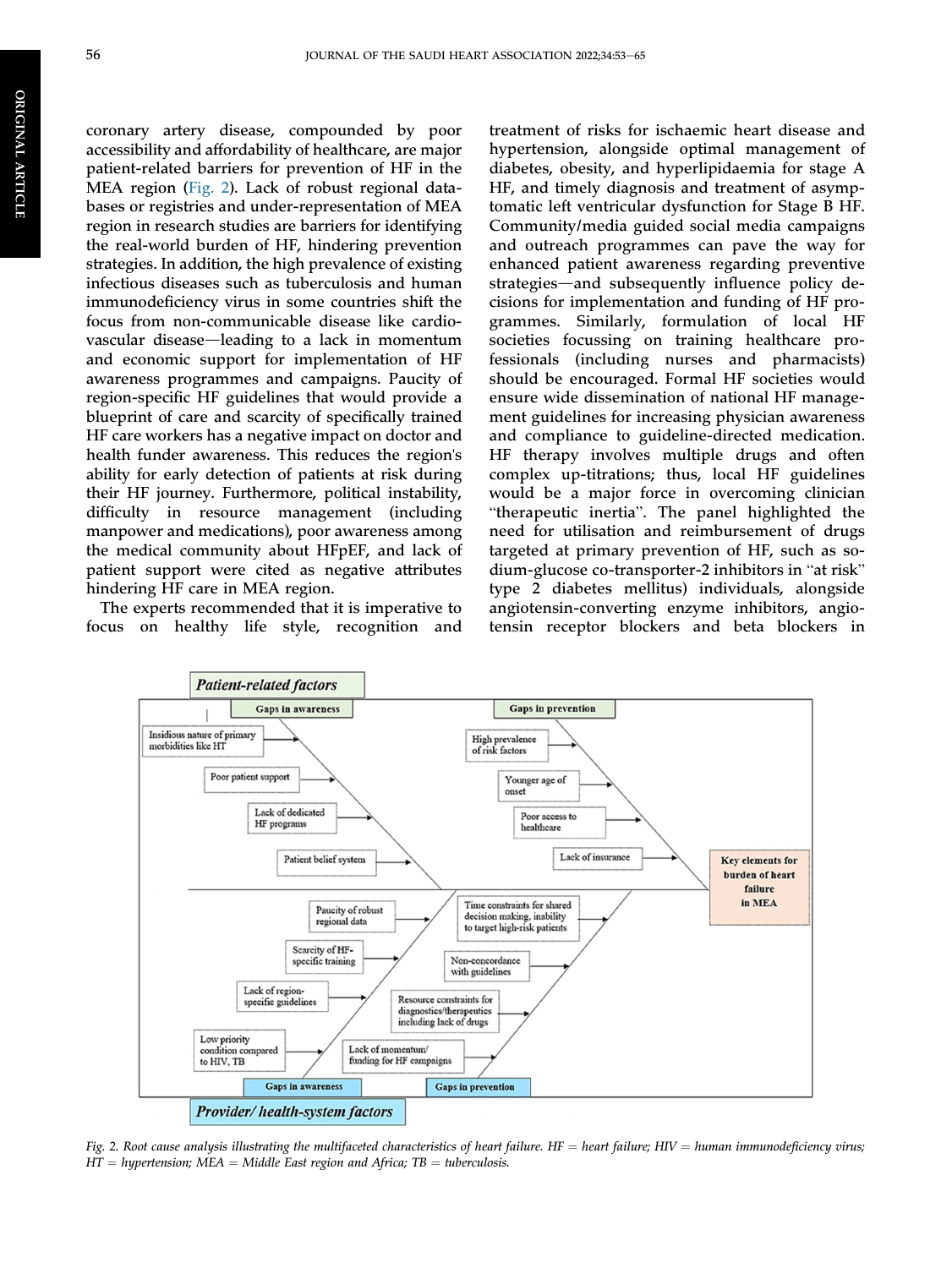coronary artery disease, compounded by poor accessibility and affordability of healthcare, are major patient-related barriers for prevention of HF in the MEA region (Fig. 2). Lack of robust regional databases or registries and under-representation of MEA region in research studies are barriers for identifying the real-world burden of HF, hindering prevention strategies. In addition, the high prevalence of existing infectious diseases such as tuberculosis and human immunodeficiency virus in some countries shift the focus from non-communicable disease like cardiovascular disease—leading to a lack in momentum and economic support for implementation of HF awareness programmes and campaigns. Paucity of region-specific HF guidelines that would provide a blueprint of care and scarcity of specifically trained HF care workers has a negative impact on doctor and health funder awareness. This reduces the region's ability for early detection of patients at risk during their HF journey. Furthermore, political instability, difficulty in resource management (including manpower and medications), poor awareness among the medical community about HFpEF, and lack of patient support were cited as negative attributes hindering HF care in MEA region.

The experts recommended that it is imperative to focus on healthy life style, recognition and treatment of risks for ischaemic heart disease and hypertension, alongside optimal management of diabetes, obesity, and hyperlipidaemia for stage A HF, and timely diagnosis and treatment of asymptomatic left ventricular dysfunction for Stage B HF. Community/media guided social media campaigns and outreach programmes can pave the way for enhanced patient awareness regarding preventive strategies—and subsequently influence policy decisions for implementation and funding of HF programmes. Similarly, formulation of local HF societies focussing on training healthcare professionals (including nurses and pharmacists) should be encouraged. Formal HF societies would ensure wide dissemination of national HF management guidelines for increasing physician awareness and compliance to guideline-directed medication. HF therapy involves multiple drugs and often complex up-titrations; thus, local HF guidelines would be a major force in overcoming clinician "therapeutic inertia". The panel highlighted the need for utilisation and reimbursement of drugs targeted at primary prevention of HF, such as sodium-glucose co-transporter-2 inhibitors in "at risk" type 2 diabetes mellitus) individuals, alongside angiotensin-converting enzyme inhibitors, angiotensin receptor blockers and beta blockers in

Fig. 2. Root cause analysis illustrating the multifaceted characteristics of heart failure. HF = heart failure; HIV = human immunodeficiency virus; HT = hypertension; MEA = Middle East region and Africa; TB = tuberculosis.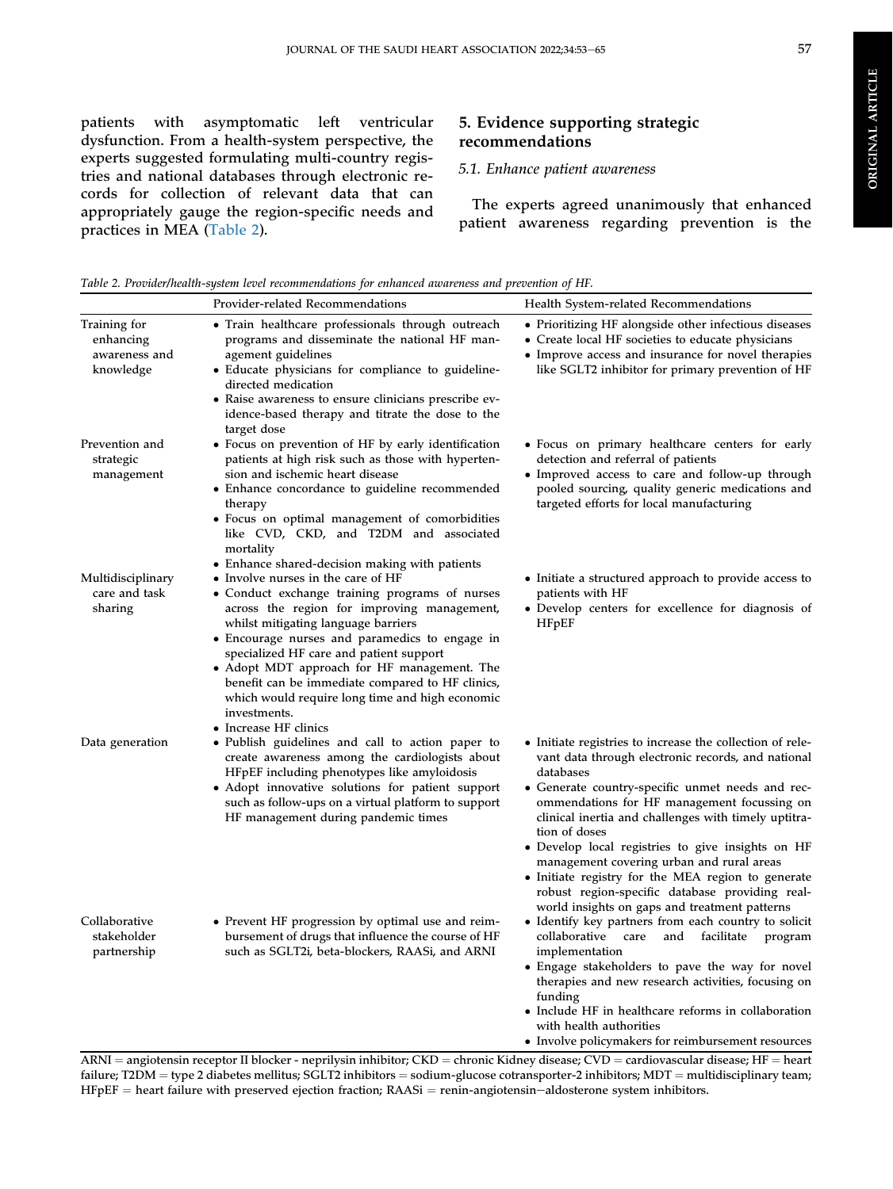patients with asymptomatic left ventricular dysfunction. From a health-system perspective, the experts suggested formulating multi-country registries and national databases through electronic records for collection of relevant data that can appropriately gauge the region-specific needs and practices in MEA (Table 2).

## 5. Evidence supporting strategic recommendations

### 5.1. Enhance patient awareness

The experts agreed unanimously that enhanced patient awareness regarding prevention is the

*Table 2. Provider/health-system level recommendations for enhanced awareness and prevention of HF.*

| | Provider-related Recommendations | Health System-related Recommendations |
|---|---|---|
| Training for enhancing awareness and knowledge | • Train healthcare professionals through outreach programs and disseminate the national HF management guidelines<br>• Educate physicians for compliance to guideline-directed medication<br>• Raise awareness to ensure clinicians prescribe evidence-based therapy and titrate the dose to the target dose | • Prioritizing HF alongside other infectious diseases<br>• Create local HF societies to educate physicians<br>• Improve access and insurance for novel therapies like SGLT2 inhibitor for primary prevention of HF |
| Prevention and strategic management | • Focus on prevention of HF by early identification patients at high risk such as those with hypertension and ischemic heart disease<br>• Enhance concordance to guideline recommended therapy<br>• Focus on optimal management of comorbidities like CVD, CKD, and T2DM and associated mortality<br>• Enhance shared-decision making with patients | • Focus on primary healthcare centers for early detection and referral of patients<br>• Improved access to care and follow-up through pooled sourcing, quality generic medications and targeted efforts for local manufacturing |
| Multidisciplinary care and task sharing | • Involve nurses in the care of HF<br>• Conduct exchange training programs of nurses across the region for improving management, whilst mitigating language barriers<br>• Encourage nurses and paramedics to engage in specialized HF care and patient support<br>• Adopt MDT approach for HF management. The benefit can be immediate compared to HF clinics, which would require long time and high economic investments.<br>• Increase HF clinics | • Initiate a structured approach to provide access to patients with HF<br>• Develop centers for excellence for diagnosis of HFpEF |
| Data generation | • Publish guidelines and call to action paper to create awareness among the cardiologists about HFpEF including phenotypes like amyloidosis<br>• Adopt innovative solutions for patient support such as follow-ups on a virtual platform to support HF management during pandemic times | • Initiate registries to increase the collection of relevant data through electronic records, and national databases<br>• Generate country-specific unmet needs and recommendations for HF management focussing on clinical inertia and challenges with timely uptitration of doses<br>• Develop local registries to give insights on HF management covering urban and rural areas<br>• Initiate registry for the MEA region to generate robust region-specific database providing real-world insights on gaps and treatment patterns |
| Collaborative stakeholder partnership | • Prevent HF progression by optimal use and reimbursement of drugs that influence the course of HF such as SGLT2i, beta-blockers, RAASi, and ARNI | • Identify key partners from each country to solicit collaborative care and facilitate program implementation<br>• Engage stakeholders to pave the way for novel therapies and new research activities, focusing on funding<br>• Include HF in healthcare reforms in collaboration with health authorities<br>• Involve policymakers for reimbursement resources |

ARNI = angiotensin receptor II blocker - neprilysin inhibitor; CKD = chronic Kidney disease; CVD = cardiovascular disease; HF = heart failure; T2DM = type 2 diabetes mellitus; SGLT2 inhibitors = sodium-glucose cotransporter-2 inhibitors; MDT = multidisciplinary team; HFpEF = heart failure with preserved ejection fraction; RAASi = renin-angiotensin−aldosterone system inhibitors.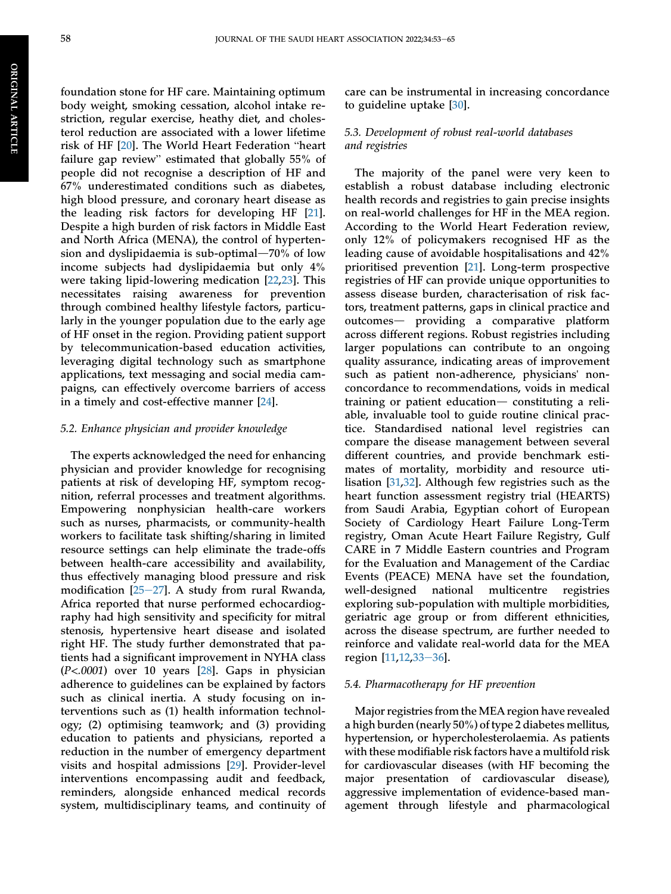foundation stone for HF care. Maintaining optimum body weight, smoking cessation, alcohol intake restriction, regular exercise, heathy diet, and cholesterol reduction are associated with a lower lifetime risk of HF [20]. The World Heart Federation "heart failure gap review" estimated that globally 55% of people did not recognise a description of HF and 67% underestimated conditions such as diabetes, high blood pressure, and coronary heart disease as the leading risk factors for developing HF [21]. Despite a high burden of risk factors in Middle East and North Africa (MENA), the control of hypertension and dyslipidaemia is sub-optimal—70% of low income subjects had dyslipidaemia but only 4% were taking lipid-lowering medication [22,23]. This necessitates raising awareness for prevention through combined healthy lifestyle factors, particularly in the younger population due to the early age of HF onset in the region. Providing patient support by telecommunication-based education activities, leveraging digital technology such as smartphone applications, text messaging and social media campaigns, can effectively overcome barriers of access in a timely and cost-effective manner [24].

### 5.2. Enhance physician and provider knowledge

The experts acknowledged the need for enhancing physician and provider knowledge for recognising patients at risk of developing HF, symptom recognition, referral processes and treatment algorithms. Empowering nonphysician health-care workers such as nurses, pharmacists, or community-health workers to facilitate task shifting/sharing in limited resource settings can help eliminate the trade-offs between health-care accessibility and availability, thus effectively managing blood pressure and risk modification [25–27]. A study from rural Rwanda, Africa reported that nurse performed echocardiography had high sensitivity and specificity for mitral stenosis, hypertensive heart disease and isolated right HF. The study further demonstrated that patients had a significant improvement in NYHA class (*P<.0001*) over 10 years [28]. Gaps in physician adherence to guidelines can be explained by factors such as clinical inertia. A study focusing on interventions such as (1) health information technology; (2) optimising teamwork; and (3) providing education to patients and physicians, reported a reduction in the number of emergency department visits and hospital admissions [29]. Provider-level interventions encompassing audit and feedback, reminders, alongside enhanced medical records system, multidisciplinary teams, and continuity of care can be instrumental in increasing concordance to guideline uptake [30].

### 5.3. Development of robust real-world databases and registries

The majority of the panel were very keen to establish a robust database including electronic health records and registries to gain precise insights on real-world challenges for HF in the MEA region. According to the World Heart Federation review, only 12% of policymakers recognised HF as the leading cause of avoidable hospitalisations and 42% prioritised prevention [21]. Long-term prospective registries of HF can provide unique opportunities to assess disease burden, characterisation of risk factors, treatment patterns, gaps in clinical practice and outcomes— providing a comparative platform across different regions. Robust registries including larger populations can contribute to an ongoing quality assurance, indicating areas of improvement such as patient non-adherence, physicians' non-concordance to recommendations, voids in medical training or patient education— constituting a reliable, invaluable tool to guide routine clinical practice. Standardised national level registries can compare the disease management between several different countries, and provide benchmark estimates of mortality, morbidity and resource utilisation [31,32]. Although few registries such as the heart function assessment registry trial (HEARTS) from Saudi Arabia, Egyptian cohort of European Society of Cardiology Heart Failure Long-Term registry, Oman Acute Heart Failure Registry, Gulf CARE in 7 Middle Eastern countries and Program for the Evaluation and Management of the Cardiac Events (PEACE) MENA have set the foundation, well-designed national multicentre registries exploring sub-population with multiple morbidities, geriatric age group or from different ethnicities, across the disease spectrum, are further needed to reinforce and validate real-world data for the MEA region [11,12,33–36].

### 5.4. Pharmacotherapy for HF prevention

Major registries from the MEA region have revealed a high burden (nearly 50%) of type 2 diabetes mellitus, hypertension, or hypercholesterolaemia. As patients with these modifiable risk factors have a multifold risk for cardiovascular diseases (with HF becoming the major presentation of cardiovascular disease), aggressive implementation of evidence-based management through lifestyle and pharmacological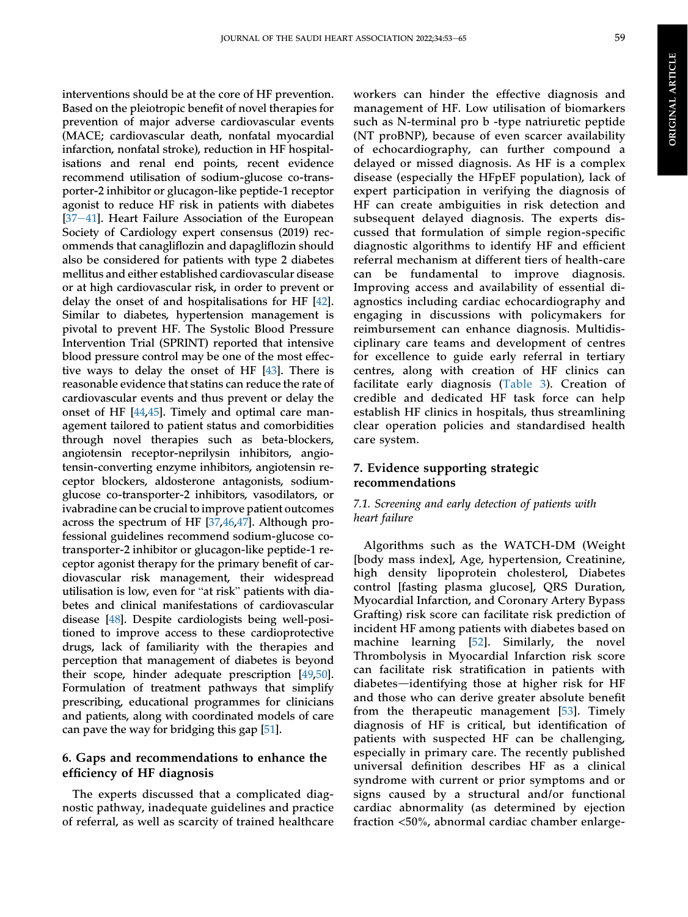interventions should be at the core of HF prevention. Based on the pleiotropic benefit of novel therapies for prevention of major adverse cardiovascular events (MACE; cardiovascular death, nonfatal myocardial infarction, nonfatal stroke), reduction in HF hospitalisations and renal end points, recent evidence recommend utilisation of sodium-glucose co-transporter-2 inhibitor or glucagon-like peptide-1 receptor agonist to reduce HF risk in patients with diabetes [37–41]. Heart Failure Association of the European Society of Cardiology expert consensus (2019) recommends that canagliflozin and dapagliflozin should also be considered for patients with type 2 diabetes mellitus and either established cardiovascular disease or at high cardiovascular risk, in order to prevent or delay the onset of and hospitalisations for HF [42]. Similar to diabetes, hypertension management is pivotal to prevent HF. The Systolic Blood Pressure Intervention Trial (SPRINT) reported that intensive blood pressure control may be one of the most effective ways to delay the onset of HF [43]. There is reasonable evidence that statins can reduce the rate of cardiovascular events and thus prevent or delay the onset of HF [44,45]. Timely and optimal care management tailored to patient status and comorbidities through novel therapies such as beta-blockers, angiotensin receptor-neprilysin inhibitors, angiotensin-converting enzyme inhibitors, angiotensin receptor blockers, aldosterone antagonists, sodium-glucose co-transporter-2 inhibitors, vasodilators, or ivabradine can be crucial to improve patient outcomes across the spectrum of HF [37,46,47]. Although professional guidelines recommend sodium-glucose co-transporter-2 inhibitor or glucagon-like peptide-1 receptor agonist therapy for the primary benefit of cardiovascular risk management, their widespread utilisation is low, even for "at risk" patients with diabetes and clinical manifestations of cardiovascular disease [48]. Despite cardiologists being well-positioned to improve access to these cardioprotective drugs, lack of familiarity with the therapies and perception that management of diabetes is beyond their scope, hinder adequate prescription [49,50]. Formulation of treatment pathways that simplify prescribing, educational programmes for clinicians and patients, along with coordinated models of care can pave the way for bridging this gap [51].

## 6. Gaps and recommendations to enhance the efficiency of HF diagnosis

The experts discussed that a complicated diagnostic pathway, inadequate guidelines and practice of referral, as well as scarcity of trained healthcare workers can hinder the effective diagnosis and management of HF. Low utilisation of biomarkers such as N-terminal pro b -type natriuretic peptide (NT proBNP), because of even scarcer availability of echocardiography, can further compound a delayed or missed diagnosis. As HF is a complex disease (especially the HFpEF population), lack of expert participation in verifying the diagnosis of HF can create ambiguities in risk detection and subsequent delayed diagnosis. The experts discussed that formulation of simple region-specific diagnostic algorithms to identify HF and efficient referral mechanism at different tiers of health-care can be fundamental to improve diagnosis. Improving access and availability of essential diagnostics including cardiac echocardiography and engaging in discussions with policymakers for reimbursement can enhance diagnosis. Multidisciplinary care teams and development of centres for excellence to guide early referral in tertiary centres, along with creation of HF clinics can facilitate early diagnosis (Table 3). Creation of credible and dedicated HF task force can help establish HF clinics in hospitals, thus streamlining clear operation policies and standardised health care system.

## 7. Evidence supporting strategic recommendations

### 7.1. Screening and early detection of patients with heart failure

Algorithms such as the WATCH-DM (Weight [body mass index], Age, hypertension, Creatinine, high density lipoprotein cholesterol, Diabetes control [fasting plasma glucose], QRS Duration, Myocardial Infarction, and Coronary Artery Bypass Grafting) risk score can facilitate risk prediction of incident HF among patients with diabetes based on machine learning [52]. Similarly, the novel Thrombolysis in Myocardial Infarction risk score can facilitate risk stratification in patients with diabetes—identifying those at higher risk for HF and those who can derive greater absolute benefit from the therapeutic management [53]. Timely diagnosis of HF is critical, but identification of patients with suspected HF can be challenging, especially in primary care. The recently published universal definition describes HF as a clinical syndrome with current or prior symptoms and or signs caused by a structural and/or functional cardiac abnormality (as determined by ejection fraction <50%, abnormal cardiac chamber enlarge-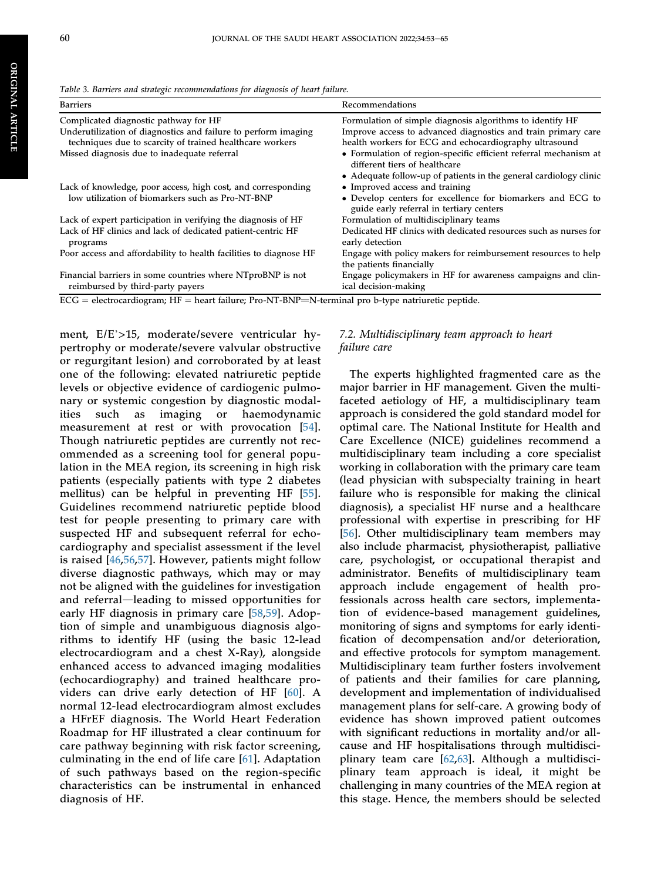Table 3. Barriers and strategic recommendations for diagnosis of heart failure.

| Barriers | Recommendations |
| --- | --- |
| Complicated diagnostic pathway for HF | Formulation of simple diagnosis algorithms to identify HF |
| Underutilization of diagnostics and failure to perform imaging techniques due to scarcity of trained healthcare workers | Improve access to advanced diagnostics and train primary care health workers for ECG and echocardiography ultrasound |
| Missed diagnosis due to inadequate referral | • Formulation of region-specific efficient referral mechanism at different tiers of healthcare<br>• Adequate follow-up of patients in the general cardiology clinic |
| Lack of knowledge, poor access, high cost, and corresponding low utilization of biomarkers such as Pro-NT-BNP | • Improved access and training<br>• Develop centers for excellence for biomarkers and ECG to guide early referral in tertiary centers |
| Lack of expert participation in verifying the diagnosis of HF | Formulation of multidisciplinary teams |
| Lack of HF clinics and lack of dedicated patient-centric HF programs | Dedicated HF clinics with dedicated resources such as nurses for early detection |
| Poor access and affordability to health facilities to diagnose HF | Engage with policy makers for reimbursement resources to help the patients financially |
| Financial barriers in some countries where NTproBNP is not reimbursed by third-party payers | Engage policymakers in HF for awareness campaigns and clinical decision-making |

ECG = electrocardiogram; HF = heart failure; Pro-NT-BNP=N-terminal pro b-type natriuretic peptide.

ment, E/E'>15, moderate/severe ventricular hypertrophy or moderate/severe valvular obstructive or regurgitant lesion) and corroborated by at least one of the following: elevated natriuretic peptide levels or objective evidence of cardiogenic pulmonary or systemic congestion by diagnostic modalities such as imaging or haemodynamic measurement at rest or with provocation [54]. Though natriuretic peptides are currently not recommended as a screening tool for general population in the MEA region, its screening in high risk patients (especially patients with type 2 diabetes mellitus) can be helpful in preventing HF [55]. Guidelines recommend natriuretic peptide blood test for people presenting to primary care with suspected HF and subsequent referral for echocardiography and specialist assessment if the level is raised [46,56,57]. However, patients might follow diverse diagnostic pathways, which may or may not be aligned with the guidelines for investigation and referral—leading to missed opportunities for early HF diagnosis in primary care [58,59]. Adoption of simple and unambiguous diagnosis algorithms to identify HF (using the basic 12-lead electrocardiogram and a chest X-Ray), alongside enhanced access to advanced imaging modalities (echocardiography) and trained healthcare providers can drive early detection of HF [60]. A normal 12-lead electrocardiogram almost excludes a HFrEF diagnosis. The World Heart Federation Roadmap for HF illustrated a clear continuum for care pathway beginning with risk factor screening, culminating in the end of life care [61]. Adaptation of such pathways based on the region-specific characteristics can be instrumental in enhanced diagnosis of HF.

### 7.2. Multidisciplinary team approach to heart failure care

The experts highlighted fragmented care as the major barrier in HF management. Given the multifaceted aetiology of HF, a multidisciplinary team approach is considered the gold standard model for optimal care. The National Institute for Health and Care Excellence (NICE) guidelines recommend a multidisciplinary team including a core specialist working in collaboration with the primary care team (lead physician with subspecialty training in heart failure who is responsible for making the clinical diagnosis), a specialist HF nurse and a healthcare professional with expertise in prescribing for HF [56]. Other multidisciplinary team members may also include pharmacist, physiotherapist, palliative care, psychologist, or occupational therapist and administrator. Benefits of multidisciplinary team approach include engagement of health professionals across health care sectors, implementation of evidence-based management guidelines, monitoring of signs and symptoms for early identification of decompensation and/or deterioration, and effective protocols for symptom management. Multidisciplinary team further fosters involvement of patients and their families for care planning, development and implementation of individualised management plans for self-care. A growing body of evidence has shown improved patient outcomes with significant reductions in mortality and/or all-cause and HF hospitalisations through multidisciplinary team care [62,63]. Although a multidisciplinary team approach is ideal, it might be challenging in many countries of the MEA region at this stage. Hence, the members should be selected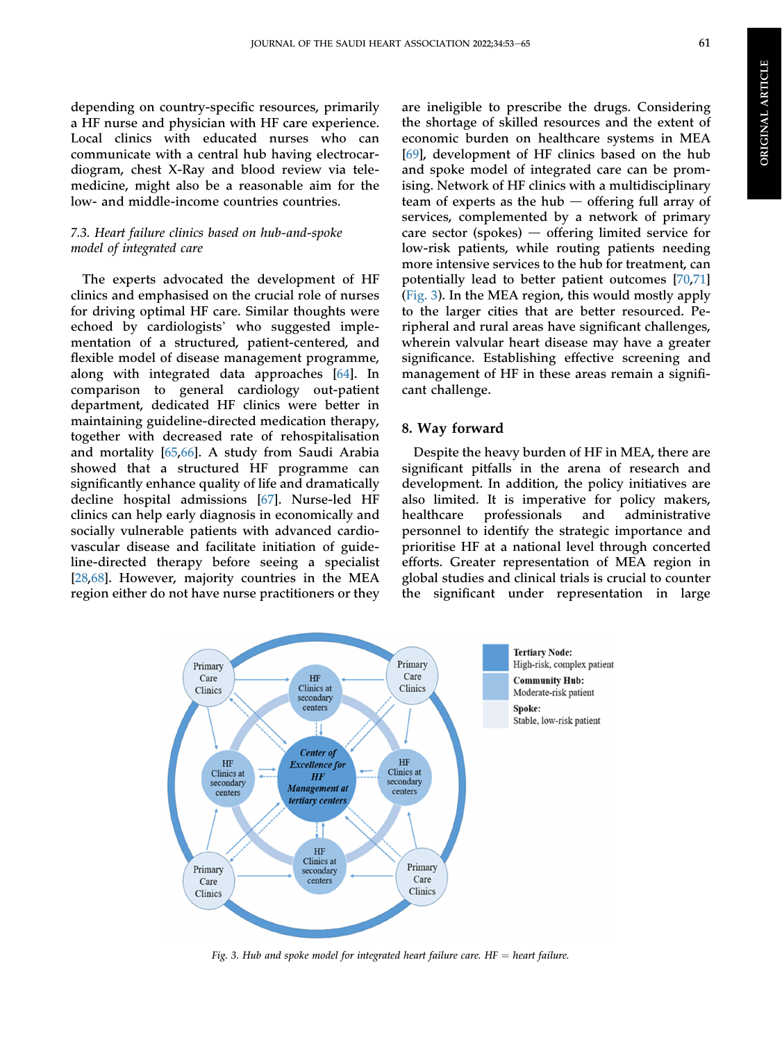depending on country-specific resources, primarily a HF nurse and physician with HF care experience. Local clinics with educated nurses who can communicate with a central hub having electrocardiogram, chest X-Ray and blood review via telemedicine, might also be a reasonable aim for the low- and middle-income countries countries.

### *7.3. Heart failure clinics based on hub-and-spoke model of integrated care*

The experts advocated the development of HF clinics and emphasised on the crucial role of nurses for driving optimal HF care. Similar thoughts were echoed by cardiologists' who suggested implementation of a structured, patient-centered, and flexible model of disease management programme, along with integrated data approaches [64]. In comparison to general cardiology out-patient department, dedicated HF clinics were better in maintaining guideline-directed medication therapy, together with decreased rate of rehospitalisation and mortality [65,66]. A study from Saudi Arabia showed that a structured HF programme can significantly enhance quality of life and dramatically decline hospital admissions [67]. Nurse-led HF clinics can help early diagnosis in economically and socially vulnerable patients with advanced cardiovascular disease and facilitate initiation of guideline-directed therapy before seeing a specialist [28,68]. However, majority countries in the MEA region either do not have nurse practitioners or they are ineligible to prescribe the drugs. Considering the shortage of skilled resources and the extent of economic burden on healthcare systems in MEA [69], development of HF clinics based on the hub and spoke model of integrated care can be promising. Network of HF clinics with a multidisciplinary team of experts as the hub — offering full array of services, complemented by a network of primary care sector (spokes) — offering limited service for low-risk patients, while routing patients needing more intensive services to the hub for treatment, can potentially lead to better patient outcomes [70,71] (Fig. 3). In the MEA region, this would mostly apply to the larger cities that are better resourced. Peripheral and rural areas have significant challenges, wherein valvular heart disease may have a greater significance. Establishing effective screening and management of HF in these areas remain a significant challenge.

## 8. Way forward

Despite the heavy burden of HF in MEA, there are significant pitfalls in the arena of research and development. In addition, the policy initiatives are also limited. It is imperative for policy makers, healthcare professionals and administrative personnel to identify the strategic importance and prioritise HF at a national level through concerted efforts. Greater representation of MEA region in global studies and clinical trials is crucial to counter the significant under representation in large

*Fig. 3. Hub and spoke model for integrated heart failure care. HF = heart failure.*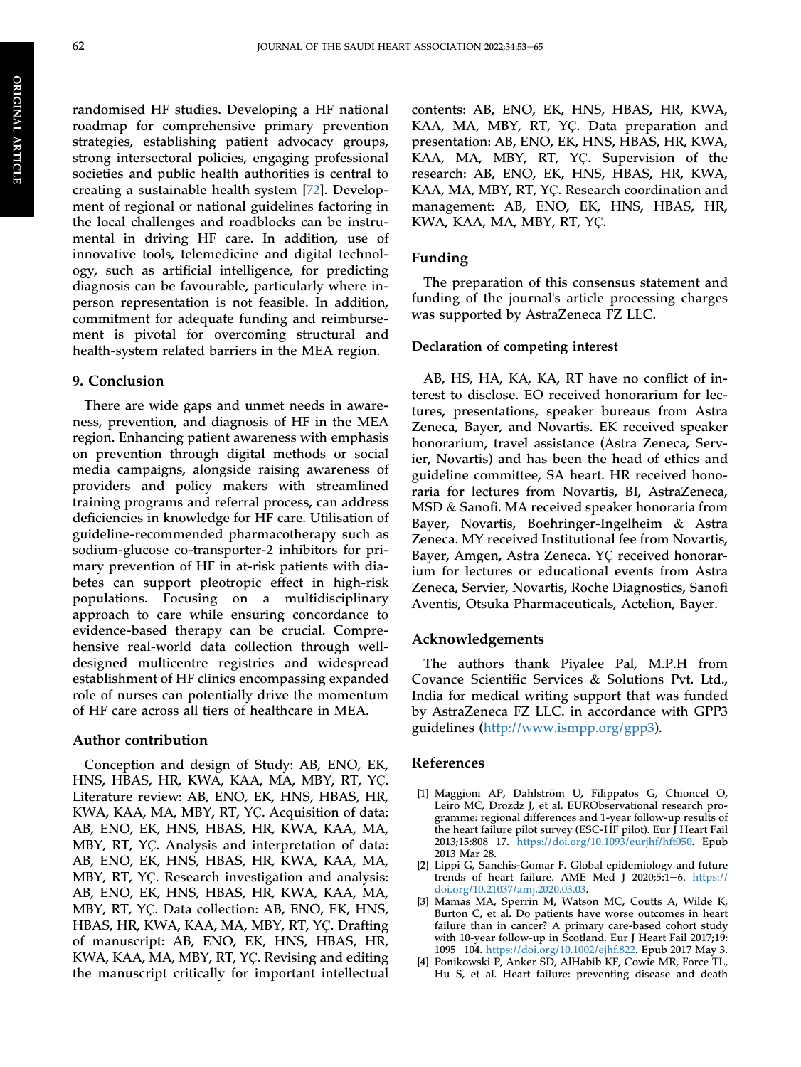randomised HF studies. Developing a HF national roadmap for comprehensive primary prevention strategies, establishing patient advocacy groups, strong intersectoral policies, engaging professional societies and public health authorities is central to creating a sustainable health system [72]. Development of regional or national guidelines factoring in the local challenges and roadblocks can be instrumental in driving HF care. In addition, use of innovative tools, telemedicine and digital technology, such as artificial intelligence, for predicting diagnosis can be favourable, particularly where in-person representation is not feasible. In addition, commitment for adequate funding and reimbursement is pivotal for overcoming structural and health-system related barriers in the MEA region.

## 9. Conclusion

There are wide gaps and unmet needs in awareness, prevention, and diagnosis of HF in the MEA region. Enhancing patient awareness with emphasis on prevention through digital methods or social media campaigns, alongside raising awareness of providers and policy makers with streamlined training programs and referral process, can address deficiencies in knowledge for HF care. Utilisation of guideline-recommended pharmacotherapy such as sodium-glucose co-transporter-2 inhibitors for primary prevention of HF in at-risk patients with diabetes can support pleotropic effect in high-risk populations. Focusing on a multidisciplinary approach to care while ensuring concordance to evidence-based therapy can be crucial. Comprehensive real-world data collection through well-designed multicentre registries and widespread establishment of HF clinics encompassing expanded role of nurses can potentially drive the momentum of HF care across all tiers of healthcare in MEA.

## Author contribution

Conception and design of Study: AB, ENO, EK, HNS, HBAS, HR, KWA, KAA, MA, MBY, RT, YÇ. Literature review: AB, ENO, EK, HNS, HBAS, HR, KWA, KAA, MA, MBY, RT, YÇ. Acquisition of data: AB, ENO, EK, HNS, HBAS, HR, KWA, KAA, MA, MBY, RT, YÇ. Analysis and interpretation of data: AB, ENO, EK, HNS, HBAS, HR, KWA, KAA, MA, MBY, RT, YÇ. Research investigation and analysis: AB, ENO, EK, HNS, HBAS, HR, KWA, KAA, MA, MBY, RT, YÇ. Data collection: AB, ENO, EK, HNS, HBAS, HR, KWA, KAA, MA, MBY, RT, YÇ. Drafting of manuscript: AB, ENO, EK, HNS, HBAS, HR, KWA, KAA, MA, MBY, RT, YÇ. Revising and editing the manuscript critically for important intellectual contents: AB, ENO, EK, HNS, HBAS, HR, KWA, KAA, MA, MBY, RT, YÇ. Data preparation and presentation: AB, ENO, EK, HNS, HBAS, HR, KWA, KAA, MA, MBY, RT, YÇ. Supervision of the research: AB, ENO, EK, HNS, HBAS, HR, KWA, KAA, MA, MBY, RT, YÇ. Research coordination and management: AB, ENO, EK, HNS, HBAS, HR, KWA, KAA, MA, MBY, RT, YÇ.

## Funding

The preparation of this consensus statement and funding of the journal's article processing charges was supported by AstraZeneca FZ LLC.

### Declaration of competing interest

AB, HS, HA, KA, KA, RT have no conflict of interest to disclose. EO received honorarium for lectures, presentations, speaker bureaus from Astra Zeneca, Bayer, and Novartis. EK received speaker honorarium, travel assistance (Astra Zeneca, Servier, Novartis) and has been the head of ethics and guideline committee, SA heart. HR received honoraria for lectures from Novartis, BI, AstraZeneca, MSD & Sanofi. MA received speaker honoraria from Bayer, Novartis, Boehringer-Ingelheim & Astra Zeneca. MY received Institutional fee from Novartis, Bayer, Amgen, Astra Zeneca. YÇ received honorarium for lectures or educational events from Astra Zeneca, Servier, Novartis, Roche Diagnostics, Sanofi Aventis, Otsuka Pharmaceuticals, Actelion, Bayer.

## Acknowledgements

The authors thank Piyalee Pal, M.P.H from Covance Scientific Services & Solutions Pvt. Ltd., India for medical writing support that was funded by AstraZeneca FZ LLC. in accordance with GPP3 guidelines (http://www.ismpp.org/gpp3).

## References

[1] Maggioni AP, Dahlström U, Filippatos G, Chioncel O, Leiro MC, Drozdz J, et al. EURObservational research programme: regional differences and 1-year follow-up results of the heart failure pilot survey (ESC-HF pilot). Eur J Heart Fail 2013;15:808–17. https://doi.org/10.1093/eurjhf/hft050. Epub 2013 Mar 28.

[2] Lippi G, Sanchis-Gomar F. Global epidemiology and future trends of heart failure. AME Med J 2020;5:1–6. https://doi.org/10.21037/amj.2020.03.03.

[3] Mamas MA, Sperrin M, Watson MC, Coutts A, Wilde K, Burton C, et al. Do patients have worse outcomes in heart failure than in cancer? A primary care-based cohort study with 10-year follow-up in Scotland. Eur J Heart Fail 2017;19:1095–104. https://doi.org/10.1002/ejhf.822. Epub 2017 May 3.

[4] Ponikowski P, Anker SD, AlHabib KF, Cowie MR, Force TL, Hu S, et al. Heart failure: preventing disease and death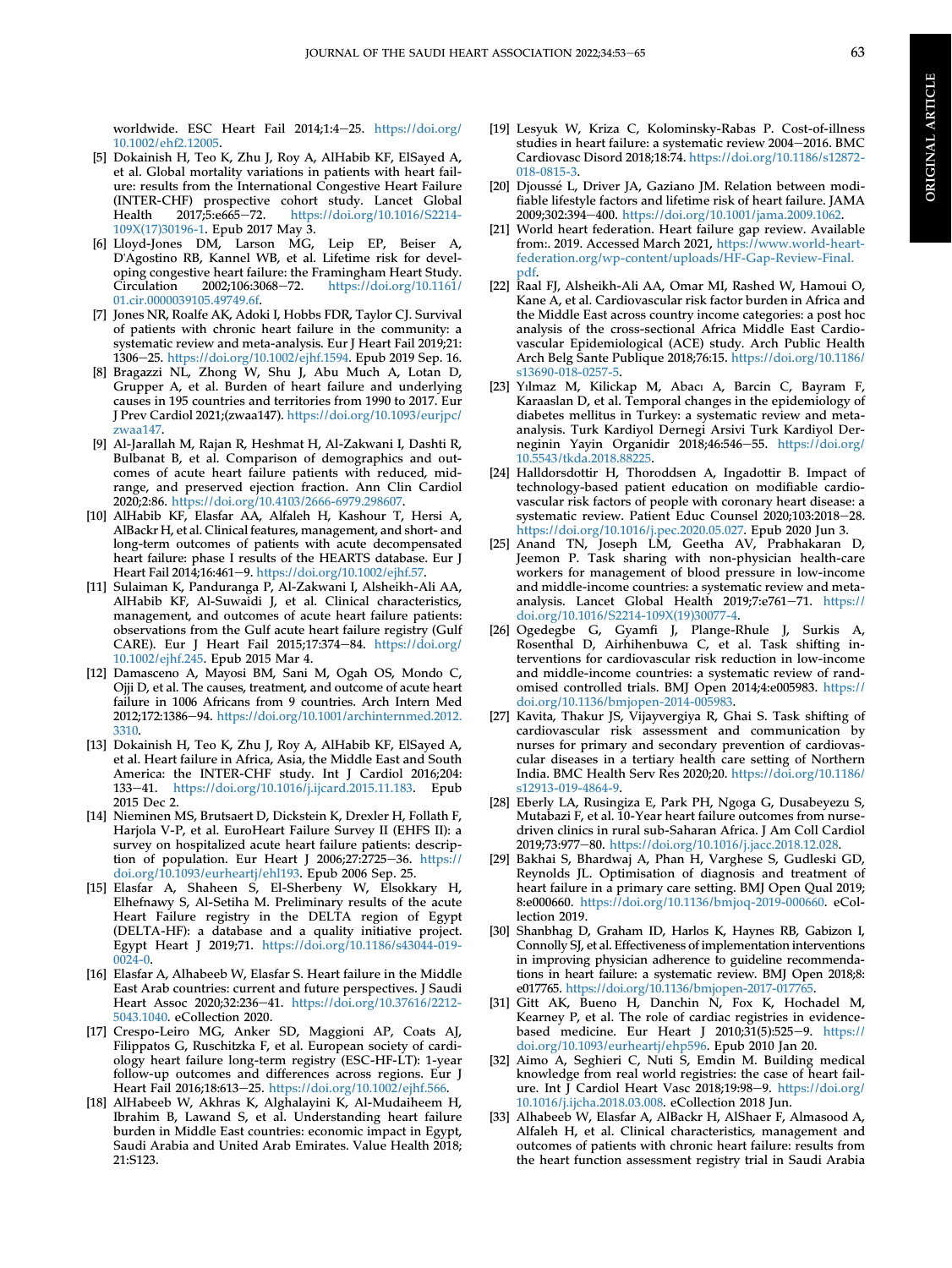worldwide. ESC Heart Fail 2014;1:4–25. https://doi.org/10.1002/ehf2.12005.

[5] Dokainish H, Teo K, Zhu J, Roy A, AlHabib KF, ElSayed A, et al. Global mortality variations in patients with heart failure: results from the International Congestive Heart Failure (INTER-CHF) prospective cohort study. Lancet Global Health 2017;5:e665–72. https://doi.org/10.1016/S2214-109X(17)30196-1. Epub 2017 May 3.

[6] Lloyd-Jones DM, Larson MG, Leip EP, Beiser A, D'Agostino RB, Kannel WB, et al. Lifetime risk for developing congestive heart failure: the Framingham Heart Study. Circulation 2002;106:3068–72. https://doi.org/10.1161/01.cir.0000039105.49749.6f.

[7] Jones NR, Roalfe AK, Adoki I, Hobbs FDR, Taylor CJ. Survival of patients with chronic heart failure in the community: a systematic review and meta-analysis. Eur J Heart Fail 2019;21:1306–25. https://doi.org/10.1002/ejhf.1594. Epub 2019 Sep. 16.

[8] Bragazzi NL, Zhong W, Shu J, Abu Much A, Lotan D, Grupper A, et al. Burden of heart failure and underlying causes in 195 countries and territories from 1990 to 2017. Eur J Prev Cardiol 2021;(zwaa147). https://doi.org/10.1093/eurjpc/zwaa147.

[9] Al-Jarallah M, Rajan R, Heshmat H, Al-Zakwani I, Dashti R, Bulbanat B, et al. Comparison of demographics and outcomes of acute heart failure patients with reduced, mid-range, and preserved ejection fraction. Ann Clin Cardiol 2020;2:86. https://doi.org/10.4103/2666-6979.298607.

[10] AlHabib KF, Elasfar AA, Alfaleh H, Kashour T, Hersi A, AlBackr H, et al. Clinical features, management, and short- and long-term outcomes of patients with acute decompensated heart failure: phase I results of the HEARTS database. Eur J Heart Fail 2014;16:461–9. https://doi.org/10.1002/ejhf.57.

[11] Sulaiman K, Panduranga P, Al-Zakwani I, Alsheikh-Ali AA, AlHabib KF, Al-Suwaidi J, et al. Clinical characteristics, management, and outcomes of acute heart failure patients: observations from the Gulf acute heart failure registry (Gulf CARE). Eur J Heart Fail 2015;17:374–84. https://doi.org/10.1002/ejhf.245. Epub 2015 Mar 4.

[12] Damasceno A, Mayosi BM, Sani M, Ogah OS, Mondo C, Ojji D, et al. The causes, treatment, and outcome of acute heart failure in 1006 Africans from 9 countries. Arch Intern Med 2012;172:1386–94. https://doi.org/10.1001/archinternmed.2012.3310.

[13] Dokainish H, Teo K, Zhu J, Roy A, AlHabib KF, ElSayed A, et al. Heart failure in Africa, Asia, the Middle East and South America: the INTER-CHF study. Int J Cardiol 2016;204:133–41. https://doi.org/10.1016/j.ijcard.2015.11.183. Epub 2015 Dec 2.

[14] Nieminen MS, Brutsaert D, Dickstein K, Drexler H, Follath F, Harjola V-P, et al. EuroHeart Failure Survey II (EHFS II): a survey on hospitalized acute heart failure patients: description of population. Eur Heart J 2006;27:2725–36. https://doi.org/10.1093/eurheartj/ehl193. Epub 2006 Sep. 25.

[15] Elasfar A, Shaheen S, El-Sherbeny W, Elsokkary H, Elhefnawy S, Al-Setiha M. Preliminary results of the acute Heart Failure registry in the DELTA region of Egypt (DELTA-HF): a database and a quality initiative project. Egypt Heart J 2019;71. https://doi.org/10.1186/s43044-019-0024-0.

[16] Elasfar A, Alhabeeb W, Elasfar S. Heart failure in the Middle East Arab countries: current and future perspectives. J Saudi Heart Assoc 2020;32:236–41. https://doi.org/10.37616/2212-5043.1040. eCollection 2020.

[17] Crespo-Leiro MG, Anker SD, Maggioni AP, Coats AJ, Filippatos G, Ruschitzka F, et al. European society of cardiology heart failure long-term registry (ESC-HF-LT): 1-year follow-up outcomes and differences across regions. Eur J Heart Fail 2016;18:613–25. https://doi.org/10.1002/ejhf.566.

[18] AlHabeeb W, Akhras K, Alghalayini K, Al-Mudaiheem H, Ibrahim B, Lawand S, et al. Understanding heart failure burden in Middle East countries: economic impact in Egypt, Saudi Arabia and United Arab Emirates. Value Health 2018;21:S123.

[19] Lesyuk W, Kriza C, Kolominsky-Rabas P. Cost-of-illness studies in heart failure: a systematic review 2004–2016. BMC Cardiovasc Disord 2018;18:74. https://doi.org/10.1186/s12872-018-0815-3.

[20] Djoussé L, Driver JA, Gaziano JM. Relation between modifiable lifestyle factors and lifetime risk of heart failure. JAMA 2009;302:394–400. https://doi.org/10.1001/jama.2009.1062.

[21] World heart federation. Heart failure gap review. Available from:. 2019. Accessed March 2021, https://www.world-heart-federation.org/wp-content/uploads/HF-Gap-Review-Final.pdf.

[22] Raal FJ, Alsheikh-Ali AA, Omar MI, Rashed W, Hamoui O, Kane A, et al. Cardiovascular risk factor burden in Africa and the Middle East across country income categories: a post hoc analysis of the cross-sectional Africa Middle East Cardiovascular Epidemiological (ACE) study. Arch Public Health Arch Belg Sante Publique 2018;76:15. https://doi.org/10.1186/s13690-018-0257-5.

[23] Yılmaz M, Kilickap M, Abacı A, Barcin C, Bayram F, Karaaslan D, et al. Temporal changes in the epidemiology of diabetes mellitus in Turkey: a systematic review and meta-analysis. Turk Kardiyol Dernegi Arsivi Turk Kardiyol Derneginin Yayin Organidir 2018;46:546–55. https://doi.org/10.5543/tkda.2018.88225.

[24] Halldorsdottir H, Thoroddsen A, Ingadottir B. Impact of technology-based patient education on modifiable cardiovascular risk factors of people with coronary heart disease: a systematic review. Patient Educ Counsel 2020;103:2018–28. https://doi.org/10.1016/j.pec.2020.05.027. Epub 2020 Jun 3.

[25] Anand TN, Joseph LM, Geetha AV, Prabhakaran D, Jeemon P. Task sharing with non-physician health-care workers for management of blood pressure in low-income and middle-income countries: a systematic review and meta-analysis. Lancet Global Health 2019;7:e761–71. https://doi.org/10.1016/S2214-109X(19)30077-4.

[26] Ogedegbe G, Gyamfi J, Plange-Rhule J, Surkis A, Rosenthal D, Airhihenbuwa C, et al. Task shifting interventions for cardiovascular risk reduction in low-income and middle-income countries: a systematic review of randomised controlled trials. BMJ Open 2014;4:e005983. https://doi.org/10.1136/bmjopen-2014-005983.

[27] Kavita, Thakur JS, Vijayvergiya R, Ghai S. Task shifting of cardiovascular risk assessment and communication by nurses for primary and secondary prevention of cardiovascular diseases in a tertiary health care setting of Northern India. BMC Health Serv Res 2020;20. https://doi.org/10.1186/s12913-019-4864-9.

[28] Eberly LA, Rusingiza E, Park PH, Ngoga G, Dusabeyezu S, Mutabazi F, et al. 10-Year heart failure outcomes from nurse-driven clinics in rural sub-Saharan Africa. J Am Coll Cardiol 2019;73:977–80. https://doi.org/10.1016/j.jacc.2018.12.028.

[29] Bakhai S, Bhardwaj A, Phan H, Varghese S, Gudleski GD, Reynolds JL. Optimisation of diagnosis and treatment of heart failure in a primary care setting. BMJ Open Qual 2019;8:e000660. https://doi.org/10.1136/bmjoq-2019-000660. eCollection 2019.

[30] Shanbhag D, Graham ID, Harlos K, Haynes RB, Gabizon I, Connolly SJ, et al. Effectiveness of implementation interventions in improving physician adherence to guideline recommendations in heart failure: a systematic review. BMJ Open 2018;8:e017765. https://doi.org/10.1136/bmjopen-2017-017765.

[31] Gitt AK, Bueno H, Danchin N, Fox K, Hochadel M, Kearney P, et al. The role of cardiac registries in evidence-based medicine. Eur Heart J 2010;31(5):525–9. https://doi.org/10.1093/eurheartj/ehp596. Epub 2010 Jan 20.

[32] Aimo A, Seghieri C, Nuti S, Emdin M. Building medical knowledge from real world registries: the case of heart failure. Int J Cardiol Heart Vasc 2018;19:98–9. https://doi.org/10.1016/j.ijcha.2018.03.008. eCollection 2018 Jun.

[33] Alhabeeb W, Elasfar A, AlBackr H, AlShaer F, Almasood A, Alfaleh H, et al. Clinical characteristics, management and outcomes of patients with chronic heart failure: results from the heart function assessment registry trial in Saudi Arabia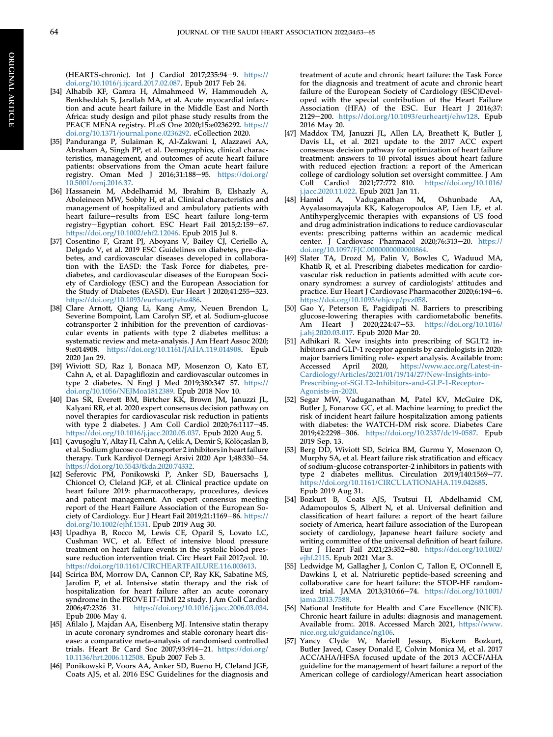(HEARTS-chronic). Int J Cardiol 2017;235:94–9. https://doi.org/10.1016/j.ijcard.2017.02.087. Epub 2017 Feb 24.

[34] Alhabib KF, Gamra H, Almahmeed W, Hammoudeh A, Benkheddah S, Jarallah MA, et al. Acute myocardial infarction and acute heart failure in the Middle East and North Africa: study design and pilot phase study results from the PEACE MENA registry. PLoS One 2020;15:e0236292. https://doi.org/10.1371/journal.pone.0236292. eCollection 2020.

[35] Panduranga P, Sulaiman K, Al-Zakwani I, Alazzawi AA, Abraham A, Singh PP, et al. Demographics, clinical characteristics, management, and outcomes of acute heart failure patients: observations from the Oman acute heart failure registry. Oman Med J 2016;31:188–95. https://doi.org/10.5001/omj.2016.37.

[36] Hassanein M, Abdelhamid M, Ibrahim B, Elshazly A, Aboleineen MW, Sobhy H, et al. Clinical characteristics and management of hospitalized and ambulatory patients with heart failure–results from ESC heart failure long-term registry–Egyptian cohort. ESC Heart Fail 2015;2:159–67. https://doi.org/10.1002/ehf2.12046. Epub 2015 Jul 8.

[37] Cosentino F, Grant PJ, Aboyans V, Bailey CJ, Ceriello A, Delgado V, et al. 2019 ESC Guidelines on diabetes, pre-diabetes, and cardiovascular diseases developed in collaboration with the EASD: the Task Force for diabetes, pre-diabetes, and cardiovascular diseases of the European Society of Cardiology (ESC) and the European Association for the Study of Diabetes (EASD). Eur Heart J 2020;41:255–323. https://doi.org/10.1093/eurheartj/ehz486.

[38] Clare Arnott, Qiang Li, Kang Amy, Neuen Brendon L, Severine Bompoint, Lam Carolyn SP, et al. Sodium-glucose cotransporter 2 inhibition for the prevention of cardiovascular events in patients with type 2 diabetes mellitus: a systematic review and meta-analysis. J Am Heart Assoc 2020; 9:e014908. https://doi.org/10.1161/JAHA.119.014908. Epub 2020 Jan 29.

[39] Wiviott SD, Raz I, Bonaca MP, Mosenzon O, Kato ET, Cahn A, et al. Dapagliflozin and cardiovascular outcomes in type 2 diabetes. N Engl J Med 2019;380:347–57. https://doi.org/10.1056/NEJMoa1812389. Epub 2018 Nov 10.

[40] Das SR, Everett BM, Birtcher KK, Brown JM, Januzzi JL, Kalyani RR, et al. 2020 expert consensus decision pathway on novel therapies for cardiovascular risk reduction in patients with type 2 diabetes. J Am Coll Cardiol 2020;76:1117–45. https://doi.org/10.1016/j.jacc.2020.05.037. Epub 2020 Aug 5.

[41] Çavuşoğlu Y, Altay H, Cahn A, Çelik A, Demir S, Kılıçaslan B, et al. Sodium glucose co-transporter 2 inhibitors in heart failure therapy. Turk Kardiyol Dernegi Arsivi 2020 Apr 1;48:330–54. https://doi.org/10.5543/tkda.2020.74332.

[42] Seferovic PM, Ponikowski P, Anker SD, Bauersachs J, Chioncel O, Cleland JGF, et al. Clinical practice update on heart failure 2019: pharmacotherapy, procedures, devices and patient management. An expert consensus meeting report of the Heart Failure Association of the European Society of Cardiology. Eur J Heart Fail 2019;21:1169–86. https://doi.org/10.1002/ejhf.1531. Epub 2019 Aug 30.

[43] Upadhya B, Rocco M, Lewis CE, Oparil S, Lovato LC, Cushman WC, et al. Effect of intensive blood pressure treatment on heart failure events in the systolic blood pressure reduction intervention trial. Circ Heart Fail 2017;vol. 10. https://doi.org/10.1161/CIRCHEARTFAILURE.116.003613.

[44] Scirica BM, Morrow DA, Cannon CP, Ray KK, Sabatine MS, Jarolim P, et al. Intensive statin therapy and the risk of hospitalization for heart failure after an acute coronary syndrome in the PROVE IT-TIMI 22 study. J Am Coll Cardiol 2006;47:2326–31. https://doi.org/10.1016/j.jacc.2006.03.034. Epub 2006 May 4.

[45] Afilalo J, Majdan AA, Eisenberg MJ. Intensive statin therapy in acute coronary syndromes and stable coronary heart disease: a comparative meta-analysis of randomised controlled trials. Heart Br Card Soc 2007;93:914–21. https://doi.org/10.1136/hrt.2006.112508. Epub 2007 Feb 3.

[46] Ponikowski P, Voors AA, Anker SD, Bueno H, Cleland JGF, Coats AJS, et al. 2016 ESC Guidelines for the diagnosis and treatment of acute and chronic heart failure: the Task Force for the diagnosis and treatment of acute and chronic heart failure of the European Society of Cardiology (ESC)Developed with the special contribution of the Heart Failure Association (HFA) of the ESC. Eur Heart J 2016;37: 2129–200. https://doi.org/10.1093/eurheartj/ehw128. Epub 2016 May 20.

[47] Maddox TM, Januzzi JL, Allen LA, Breathett K, Butler J, Davis LL, et al. 2021 update to the 2017 ACC expert consensus decision pathway for optimization of heart failure treatment: answers to 10 pivotal issues about heart failure with reduced ejection fraction: a report of the American college of cardiology solution set oversight committee. J Am Coll Cardiol 2021;77:772–810. https://doi.org/10.1016/j.jacc.2020.11.022. Epub 2021 Jan 11.

[48] Hamid A, Vaduganathan M, Oshunbade AA, Ayyalasomayajula KK, Kalogeropoulos AP, Lien LF, et al. Antihyperglycemic therapies with expansions of US food and drug administration indications to reduce cardiovascular events: prescribing patterns within an academic medical center. J Cardiovasc Pharmacol 2020;76:313–20. https://doi.org/10.1097/FJC.0000000000000864.

[49] Slater TA, Drozd M, Palin V, Bowles C, Waduud MA, Khatib R, et al. Prescribing diabetes medication for cardiovascular risk reduction in patients admitted with acute coronary syndromes: a survey of cardiologists' attitudes and practice. Eur Heart J Cardiovasc Pharmacother 2020;6:194–6. https://doi.org/10.1093/ehjcvp/pvz058.

[50] Gao Y, Peterson E, Pagidipati N. Barriers to prescribing glucose-lowering therapies with cardiometabolic benefits. Am Heart J 2020;224:47–53. https://doi.org/10.1016/j.ahj.2020.03.017. Epub 2020 Mar 20.

[51] Adhikari R. New insights into prescribing of SGLT2 inhibitors and GLP-1 receptor agonists by cardiologists in 2020: major barriers limiting role- expert analysis. Available from: Accessed April 2020, https://www.acc.org/Latest-in-Cardiology/Articles/2021/01/19/14/27/New-Insights-into-Prescribing-of-SGLT2-Inhibitors-and-GLP-1-Receptor-Agonists-in-2020.

[52] Segar MW, Vaduganathan M, Patel KV, McGuire DK, Butler J, Fonarow GC, et al. Machine learning to predict the risk of incident heart failure hospitalization among patients with diabetes: the WATCH-DM risk score. Diabetes Care 2019;42:2298–306. https://doi.org/10.2337/dc19-0587. Epub 2019 Sep 13.

[53] Berg DD, Wiviott SD, Scirica BM, Gurmu Y, Mosenzon O, Murphy SA, et al. Heart failure risk stratification and efficacy of sodium-glucose cotransporter-2 inhibitors in patients with type 2 diabetes mellitus. Circulation 2019;140:1569–77. https://doi.org/10.1161/CIRCULATIONAHA.119.042685. Epub 2019 Aug 31.

[54] Bozkurt B, Coats AJS, Tsutsui H, Abdelhamid CM, Adamopoulos S, Albert N, et al. Universal definition and classification of heart failure: a report of the heart failure society of America, heart failure association of the European society of cardiology, Japanese heart failure society and writing committee of the universal definition of heart failure. Eur J Heart Fail 2021;23:352–80. https://doi.org/10.1002/ejhf.2115. Epub 2021 Mar 3.

[55] Ledwidge M, Gallagher J, Conlon C, Tallon E, O'Connell E, Dawkins I, et al. Natriuretic peptide-based screening and collaborative care for heart failure: the STOP-HF randomized trial. JAMA 2013;310:66–74. https://doi.org/10.1001/jama.2013.7588.

[56] National Institute for Health and Care Excellence (NICE). Chronic heart failure in adults: diagnosis and management. Available from:. 2018. Accessed March 2021, https://www.nice.org.uk/guidance/ng106.

[57] Yancy Clyde W, Mariell Jessup, Biykem Bozkurt, Butler Javed, Casey Donald E, Colvin Monica M, et al. 2017 ACC/AHA/HFSA focused update of the 2013 ACCF/AHA guideline for the management of heart failure: a report of the American college of cardiology/American heart association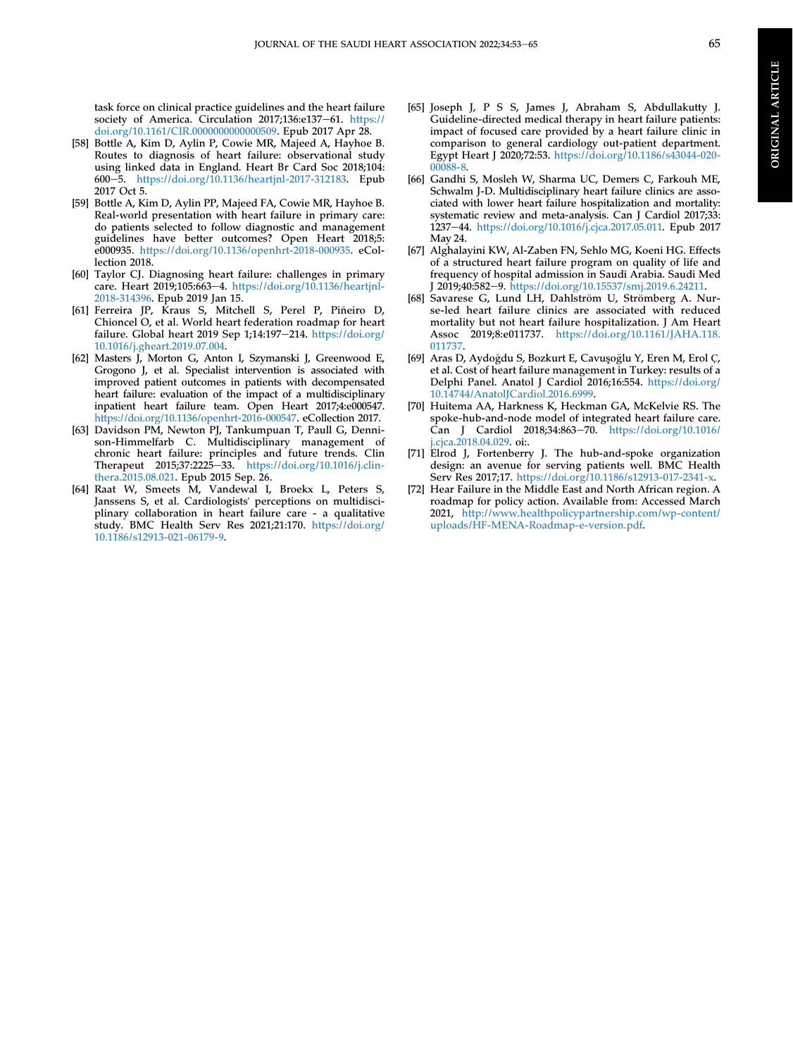task force on clinical practice guidelines and the heart failure society of America. Circulation 2017;136:e137–61. https://doi.org/10.1161/CIR.0000000000000509. Epub 2017 Apr 28.

[58] Bottle A, Kim D, Aylin P, Cowie MR, Majeed A, Hayhoe B. Routes to diagnosis of heart failure: observational study using linked data in England. Heart Br Card Soc 2018;104:600–5. https://doi.org/10.1136/heartjnl-2017-312183. Epub 2017 Oct 5.

[59] Bottle A, Kim D, Aylin PP, Majeed FA, Cowie MR, Hayhoe B. Real-world presentation with heart failure in primary care: do patients selected to follow diagnostic and management guidelines have better outcomes? Open Heart 2018;5:e000935. https://doi.org/10.1136/openhrt-2018-000935. eCollection 2018.

[60] Taylor CJ. Diagnosing heart failure: challenges in primary care. Heart 2019;105:663–4. https://doi.org/10.1136/heartjnl-2018-314396. Epub 2019 Jan 15.

[61] Ferreira JP, Kraus S, Mitchell S, Perel P, Piñeiro D, Chioncel O, et al. World heart federation roadmap for heart failure. Global heart 2019 Sep 1;14:197–214. https://doi.org/10.1016/j.gheart.2019.07.004.

[62] Masters J, Morton G, Anton I, Szymanski J, Greenwood E, Grogono J, et al. Specialist intervention is associated with improved patient outcomes in patients with decompensated heart failure: evaluation of the impact of a multidisciplinary inpatient heart failure team. Open Heart 2017;4:e000547. https://doi.org/10.1136/openhrt-2016-000547. eCollection 2017.

[63] Davidson PM, Newton PJ, Tankumpuan T, Paull G, Dennison-Himmelfarb C. Multidisciplinary management of chronic heart failure: principles and future trends. Clin Therapeut 2015;37:2225–33. https://doi.org/10.1016/j.clinthera.2015.08.021. Epub 2015 Sep. 26.

[64] Raat W, Smeets M, Vandewal I, Broekx L, Peters S, Janssens S, et al. Cardiologists' perceptions on multidisciplinary collaboration in heart failure care - a qualitative study. BMC Health Serv Res 2021;21:170. https://doi.org/10.1186/s12913-021-06179-9.

[65] Joseph J, P S S, James J, Abraham S, Abdullakutty J. Guideline-directed medical therapy in heart failure patients: impact of focused care provided by a heart failure clinic in comparison to general cardiology out-patient department. Egypt Heart J 2020;72:53. https://doi.org/10.1186/s43044-020-00088-8.

[66] Gandhi S, Mosleh W, Sharma UC, Demers C, Farkouh ME, Schwalm J-D. Multidisciplinary heart failure clinics are associated with lower heart failure hospitalization and mortality: systematic review and meta-analysis. Can J Cardiol 2017;33:1237–44. https://doi.org/10.1016/j.cjca.2017.05.011. Epub 2017 May 24.

[67] Alghalayini KW, Al-Zaben FN, Sehlo MG, Koeni HG. Effects of a structured heart failure program on quality of life and frequency of hospital admission in Saudi Arabia. Saudi Med J 2019;40:582–9. https://doi.org/10.15537/smj.2019.6.24211.

[68] Savarese G, Lund LH, Dahlström U, Strömberg A. Nurse-led heart failure clinics are associated with reduced mortality but not heart failure hospitalization. J Am Heart Assoc 2019;8:e011737. https://doi.org/10.1161/JAHA.118.011737.

[69] Aras D, Aydoğdu S, Bozkurt E, Cavuşoğlu Y, Eren M, Erol Ç, et al. Cost of heart failure management in Turkey: results of a Delphi Panel. Anatol J Cardiol 2016;16:554. https://doi.org/10.14744/AnatolJCardiol.2016.6999.

[70] Huitema AA, Harkness K, Heckman GA, McKelvie RS. The spoke-hub-and-node model of integrated heart failure care. Can J Cardiol 2018;34:863–70. https://doi.org/10.1016/j.cjca.2018.04.029. oi:.

[71] Elrod J, Fortenberry J. The hub-and-spoke organization design: an avenue for serving patients well. BMC Health Serv Res 2017;17. https://doi.org/10.1186/s12913-017-2341-x.

[72] Hear Failure in the Middle East and North African region. A roadmap for policy action. Available from: Accessed March 2021, http://www.healthpolicypartnership.com/wp-content/uploads/HF-MENA-Roadmap-e-version.pdf.